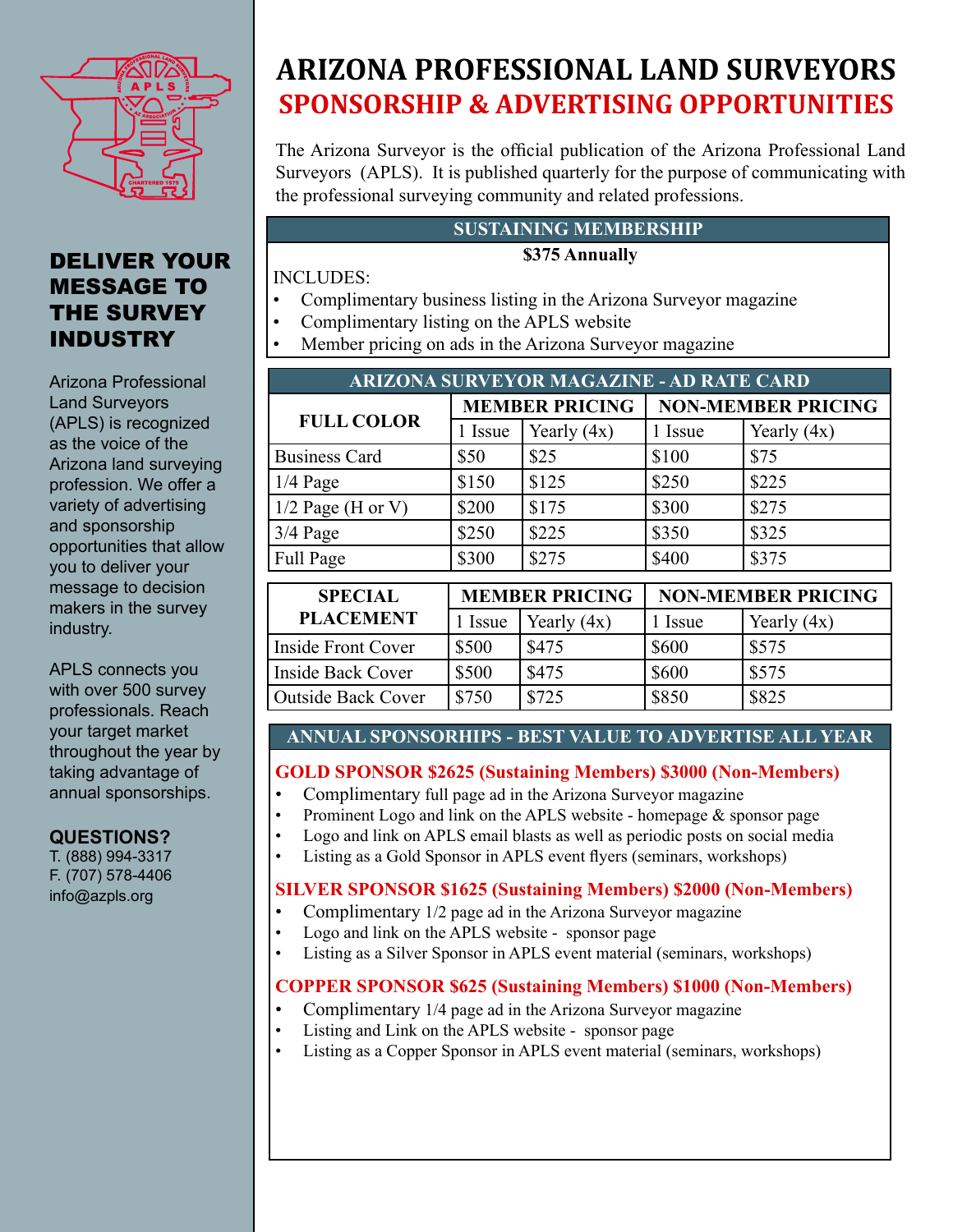# ARIZONA PROFESSIONAL LAND SURVEYORS

## SPONSORSHIP & ADVERTISING OPPORTUNITIES

The Arizona Surveyor is the official publication of the Arizona Professional Land Surveyors (APLS). It is published quarterly for the purpose of communicating with the professional surveying community and related professions.

### SUSTAINING MEMBERSHIP

**$375 Annually**

INCLUDES:

- Complimentary business listing in the Arizona Surveyor magazine
- Complimentary listing on the APLS website
- Member pricing on ads in the Arizona Surveyor magazine

### ARIZONA SURVEYOR MAGAZINE - AD RATE CARD

| FULL COLOR | MEMBER PRICING | | NON-MEMBER PRICING | |
|---|---|---|---|---|
| | 1 Issue | Yearly (4x) | 1 Issue | Yearly (4x) |
| Business Card | $50 | $25 | $100 | $75 |
| 1/4 Page | $150 | $125 | $250 | $225 |
| 1/2 Page (H or V) | $200 | $175 | $300 | $275 |
| 3/4 Page | $250 | $225 | $350 | $325 |
| Full Page | $300 | $275 | $400 | $375 |

| SPECIAL PLACEMENT | MEMBER PRICING | | NON-MEMBER PRICING | |
|---|---|---|---|---|
| | 1 Issue | Yearly (4x) | 1 Issue | Yearly (4x) |
| Inside Front Cover | $500 | $475 | $600 | $575 |
| Inside Back Cover | $500 | $475 | $600 | $575 |
| Outside Back Cover | $750 | $725 | $850 | $825 |

### ANNUAL SPONSORHIPS - BEST VALUE TO ADVERTISE ALL YEAR

**GOLD SPONSOR $2625 (Sustaining Members) $3000 (Non-Members)**

- Complimentary full page ad in the Arizona Surveyor magazine
- Prominent Logo and link on the APLS website - homepage & sponsor page
- Logo and link on APLS email blasts as well as periodic posts on social media
- Listing as a Gold Sponsor in APLS event flyers (seminars, workshops)

**SILVER SPONSOR $1625 (Sustaining Members) $2000 (Non-Members)**

- Complimentary 1/2 page ad in the Arizona Surveyor magazine
- Logo and link on the APLS website - sponsor page
- Listing as a Silver Sponsor in APLS event material (seminars, workshops)

**COPPER SPONSOR $625 (Sustaining Members) $1000 (Non-Members)**

- Complimentary 1/4 page ad in the Arizona Surveyor magazine
- Listing and Link on the APLS website - sponsor page
- Listing as a Copper Sponsor in APLS event material (seminars, workshops)

## DELIVER YOUR MESSAGE TO THE SURVEY INDUSTRY

Arizona Professional Land Surveyors (APLS) is recognized as the voice of the Arizona land surveying profession. We offer a variety of advertising and sponsorship opportunities that allow you to deliver your message to decision makers in the survey industry.

APLS connects you with over 500 survey professionals. Reach your target market throughout the year by taking advantage of annual sponsorships.

**QUESTIONS?**

T. (888) 994-3317
F. (707) 578-4406
info@azpls.org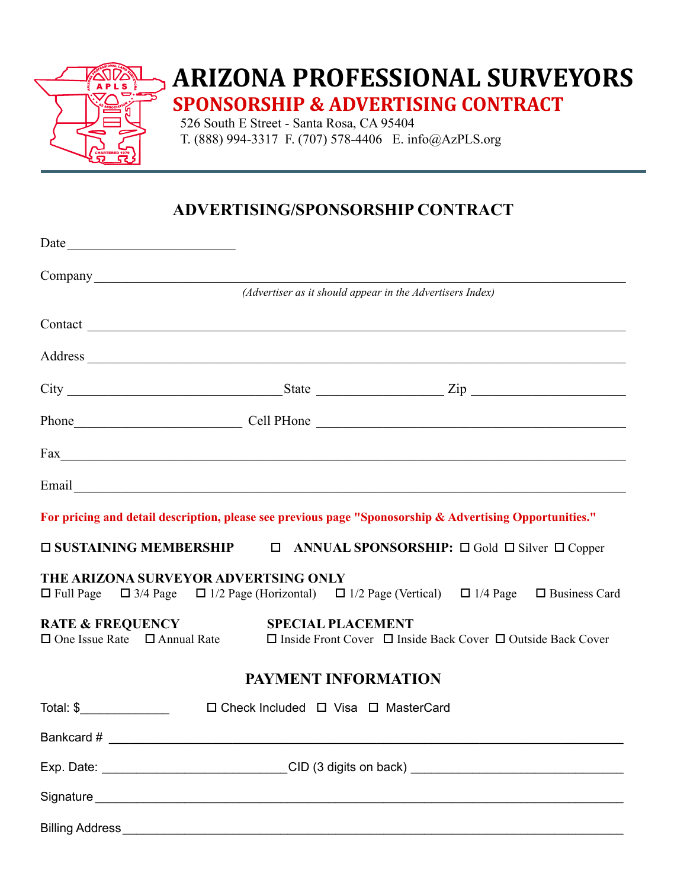# ARIZONA PROFESSIONAL SURVEYORS

## SPONSORSHIP & ADVERTISING CONTRACT

526 South E Street - Santa Rosa, CA 95404
T. (888) 994-3317 F. (707) 578-4406 E. info@AzPLS.org

---

## ADVERTISING/SPONSORSHIP CONTRACT

Date_________________________

Company_____________________________________________________________________________
*(Advertiser as it should appear in the Advertisers Index)*

Contact ______________________________________________________________________________

Address ______________________________________________________________________________

City ________________________________State __________________ Zip ______________________

Phone________________________ Cell PHone ____________________________________________

Fax_________________________________________________________________________________

Email________________________________________________________________________________

**For pricing and detail description, please see previous page "Sponosorship & Advertising Opportunities."**

☐ **SUSTAINING MEMBERSHIP** ☐ **ANNUAL SPONSORSHIP:** ☐ Gold ☐ Silver ☐ Copper

**THE ARIZONA SURVEYOR ADVERTSING ONLY**
☐ Full Page ☐ 3/4 Page ☐ 1/2 Page (Horizontal) ☐ 1/2 Page (Vertical) ☐ 1/4 Page ☐ Business Card

**RATE & FREQUENCY**
☐ One Issue Rate ☐ Annual Rate

**SPECIAL PLACEMENT**
☐ Inside Front Cover ☐ Inside Back Cover ☐ Outside Back Cover

## PAYMENT INFORMATION

Total: $_____________ ☐ Check Included ☐ Visa ☐ MasterCard

Bankcard # ___________________________________________________________________________

Exp. Date: __________________________CID (3 digits on back) _______________________________

Signature ____________________________________________________________________________

Billing Address_________________________________________________________________________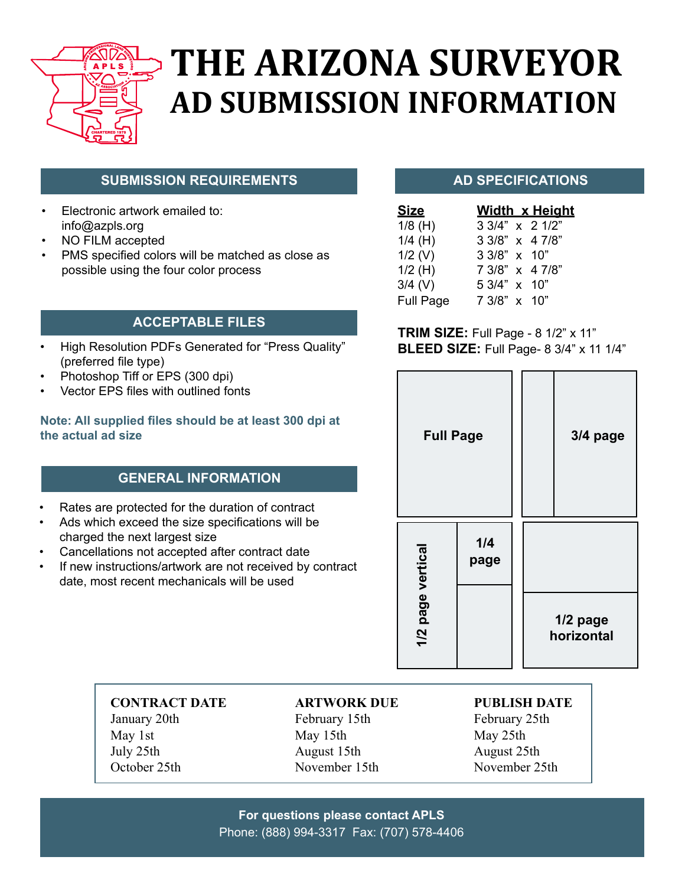# THE ARIZONA SURVEYOR
## AD SUBMISSION INFORMATION

### SUBMISSION REQUIREMENTS

- Electronic artwork emailed to: info@azpls.org
- NO FILM accepted
- PMS specified colors will be matched as close as possible using the four color process

### ACCEPTABLE FILES

- High Resolution PDFs Generated for "Press Quality" (preferred file type)
- Photoshop Tiff or EPS (300 dpi)
- Vector EPS files with outlined fonts

**Note: All supplied files should be at least 300 dpi at the actual ad size**

### GENERAL INFORMATION

- Rates are protected for the duration of contract
- Ads which exceed the size specifications will be charged the next largest size
- Cancellations not accepted after contract date
- If new instructions/artwork are not received by contract date, most recent mechanicals will be used

### AD SPECIFICATIONS

| Size | Width x Height |
|---|---|
| 1/8 (H) | 3 3/4" x 2 1/2" |
| 1/4 (H) | 3 3/8" x 4 7/8" |
| 1/2 (V) | 3 3/8" x 10" |
| 1/2 (H) | 7 3/8" x 4 7/8" |
| 3/4 (V) | 5 3/4" x 10" |
| Full Page | 7 3/8" x 10" |

**TRIM SIZE:** Full Page - 8 1/2" x 11"
**BLEED SIZE:** Full Page- 8 3/4" x 11 1/4"

Full Page
3/4 page
1/2 page vertical
1/4 page
1/2 page horizontal

| CONTRACT DATE | ARTWORK DUE | PUBLISH DATE |
|---|---|---|
| January 20th | February 15th | February 25th |
| May 1st | May 15th | May 25th |
| July 25th | August 15th | August 25th |
| October 25th | November 15th | November 25th |

**For questions please contact APLS**
Phone: (888) 994-3317 Fax: (707) 578-4406